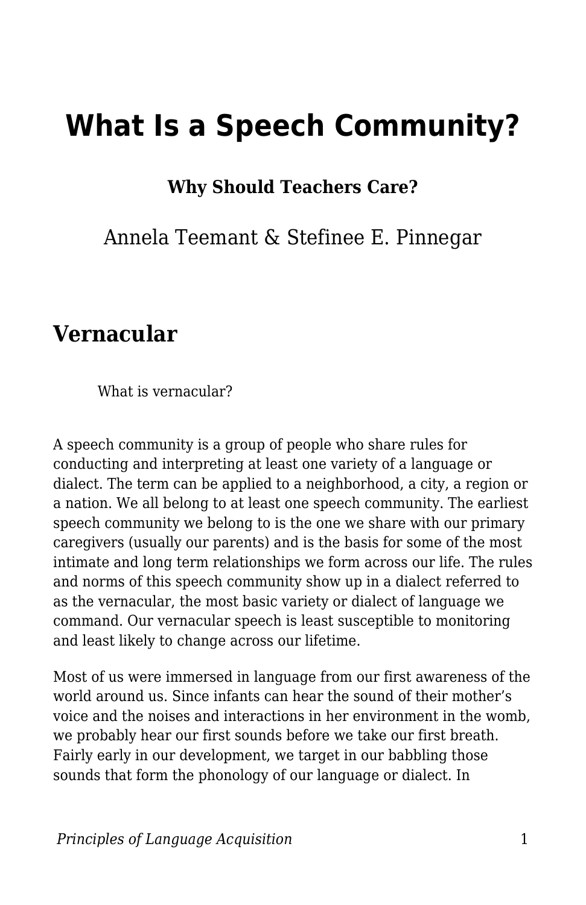# What Is a Speech Community?

**Why Should Teachers Care?**

Annela Teemant & Stefinee E. Pinnegar

## Vernacular

> What is vernacular?

A speech community is a group of people who share rules for conducting and interpreting at least one variety of a language or dialect. The term can be applied to a neighborhood, a city, a region or a nation. We all belong to at least one speech community. The earliest speech community we belong to is the one we share with our primary caregivers (usually our parents) and is the basis for some of the most intimate and long term relationships we form across our life. The rules and norms of this speech community show up in a dialect referred to as the vernacular, the most basic variety or dialect of language we command. Our vernacular speech is least susceptible to monitoring and least likely to change across our lifetime.

Most of us were immersed in language from our first awareness of the world around us. Since infants can hear the sound of their mother's voice and the noises and interactions in her environment in the womb, we probably hear our first sounds before we take our first breath. Fairly early in our development, we target in our babbling those sounds that form the phonology of our language or dialect. In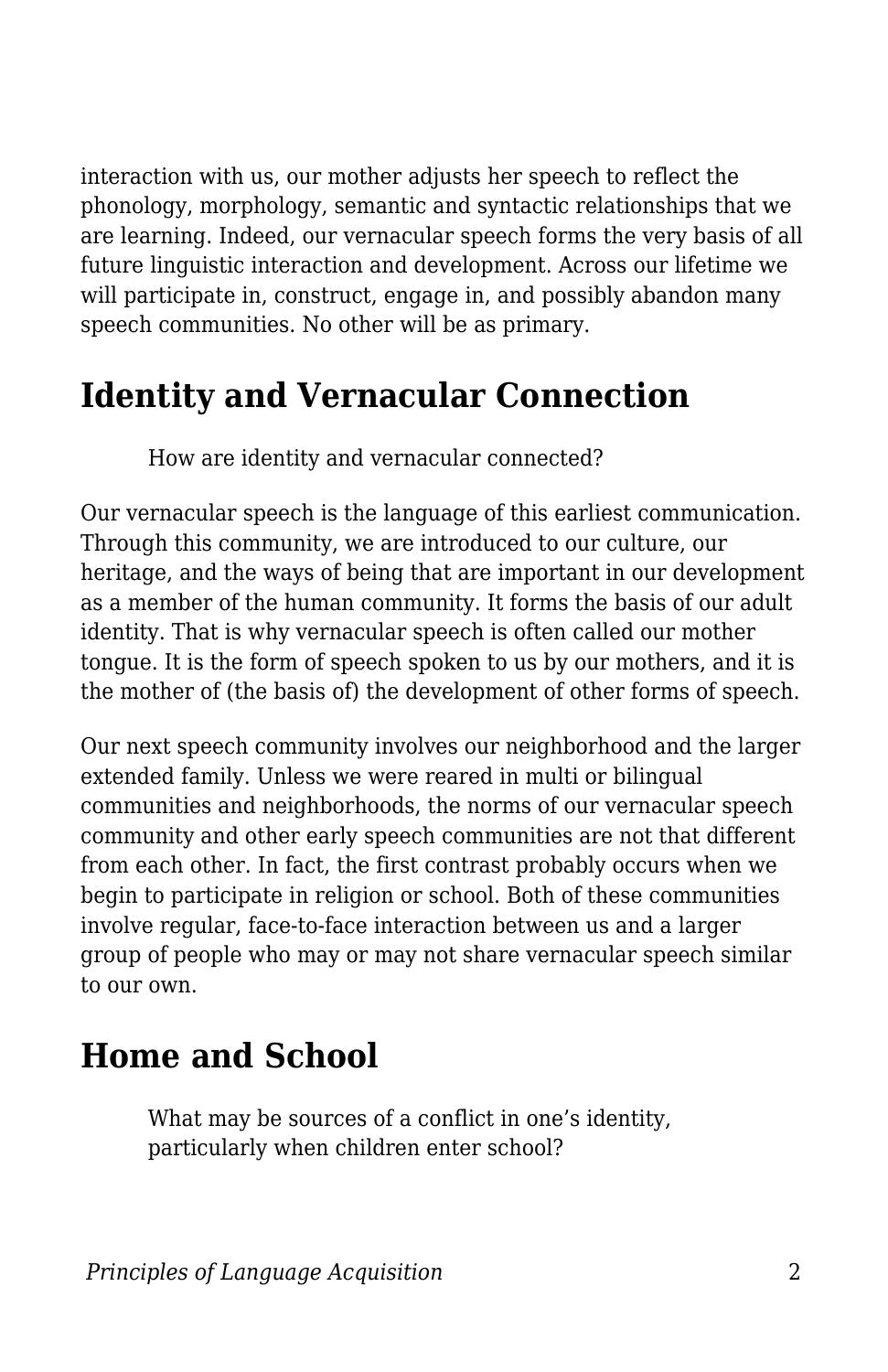interaction with us, our mother adjusts her speech to reflect the phonology, morphology, semantic and syntactic relationships that we are learning. Indeed, our vernacular speech forms the very basis of all future linguistic interaction and development. Across our lifetime we will participate in, construct, engage in, and possibly abandon many speech communities. No other will be as primary.

## Identity and Vernacular Connection

> How are identity and vernacular connected?

Our vernacular speech is the language of this earliest communication. Through this community, we are introduced to our culture, our heritage, and the ways of being that are important in our development as a member of the human community. It forms the basis of our adult identity. That is why vernacular speech is often called our mother tongue. It is the form of speech spoken to us by our mothers, and it is the mother of (the basis of) the development of other forms of speech.

Our next speech community involves our neighborhood and the larger extended family. Unless we were reared in multi or bilingual communities and neighborhoods, the norms of our vernacular speech community and other early speech communities are not that different from each other. In fact, the first contrast probably occurs when we begin to participate in religion or school. Both of these communities involve regular, face-to-face interaction between us and a larger group of people who may or may not share vernacular speech similar to our own.

## Home and School

> What may be sources of a conflict in one's identity, particularly when children enter school?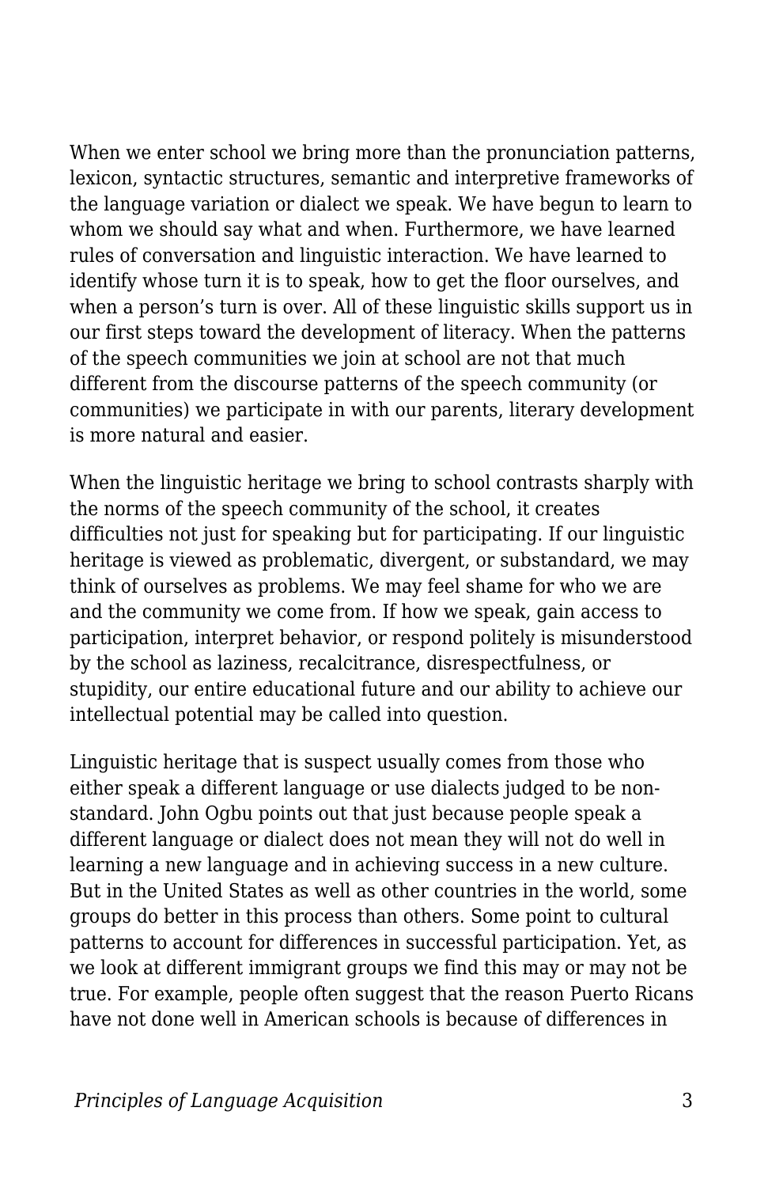When we enter school we bring more than the pronunciation patterns, lexicon, syntactic structures, semantic and interpretive frameworks of the language variation or dialect we speak. We have begun to learn to whom we should say what and when. Furthermore, we have learned rules of conversation and linguistic interaction. We have learned to identify whose turn it is to speak, how to get the floor ourselves, and when a person's turn is over. All of these linguistic skills support us in our first steps toward the development of literacy. When the patterns of the speech communities we join at school are not that much different from the discourse patterns of the speech community (or communities) we participate in with our parents, literary development is more natural and easier.

When the linguistic heritage we bring to school contrasts sharply with the norms of the speech community of the school, it creates difficulties not just for speaking but for participating. If our linguistic heritage is viewed as problematic, divergent, or substandard, we may think of ourselves as problems. We may feel shame for who we are and the community we come from. If how we speak, gain access to participation, interpret behavior, or respond politely is misunderstood by the school as laziness, recalcitrance, disrespectfulness, or stupidity, our entire educational future and our ability to achieve our intellectual potential may be called into question.

Linguistic heritage that is suspect usually comes from those who either speak a different language or use dialects judged to be non-standard. John Ogbu points out that just because people speak a different language or dialect does not mean they will not do well in learning a new language and in achieving success in a new culture. But in the United States as well as other countries in the world, some groups do better in this process than others. Some point to cultural patterns to account for differences in successful participation. Yet, as we look at different immigrant groups we find this may or may not be true. For example, people often suggest that the reason Puerto Ricans have not done well in American schools is because of differences in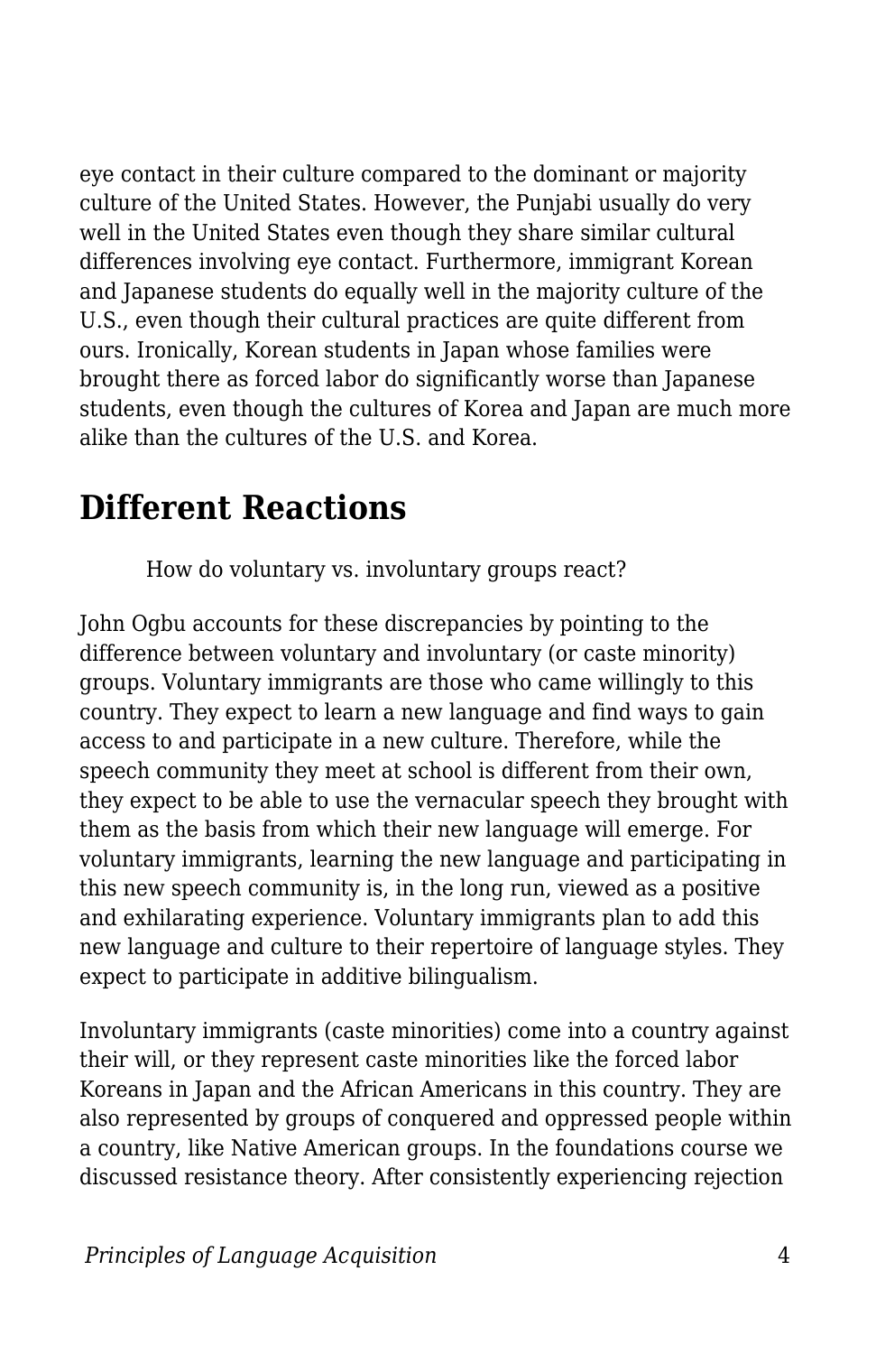eye contact in their culture compared to the dominant or majority culture of the United States. However, the Punjabi usually do very well in the United States even though they share similar cultural differences involving eye contact. Furthermore, immigrant Korean and Japanese students do equally well in the majority culture of the U.S., even though their cultural practices are quite different from ours. Ironically, Korean students in Japan whose families were brought there as forced labor do significantly worse than Japanese students, even though the cultures of Korea and Japan are much more alike than the cultures of the U.S. and Korea.

## Different Reactions

> How do voluntary vs. involuntary groups react?

John Ogbu accounts for these discrepancies by pointing to the difference between voluntary and involuntary (or caste minority) groups. Voluntary immigrants are those who came willingly to this country. They expect to learn a new language and find ways to gain access to and participate in a new culture. Therefore, while the speech community they meet at school is different from their own, they expect to be able to use the vernacular speech they brought with them as the basis from which their new language will emerge. For voluntary immigrants, learning the new language and participating in this new speech community is, in the long run, viewed as a positive and exhilarating experience. Voluntary immigrants plan to add this new language and culture to their repertoire of language styles. They expect to participate in additive bilingualism.

Involuntary immigrants (caste minorities) come into a country against their will, or they represent caste minorities like the forced labor Koreans in Japan and the African Americans in this country. They are also represented by groups of conquered and oppressed people within a country, like Native American groups. In the foundations course we discussed resistance theory. After consistently experiencing rejection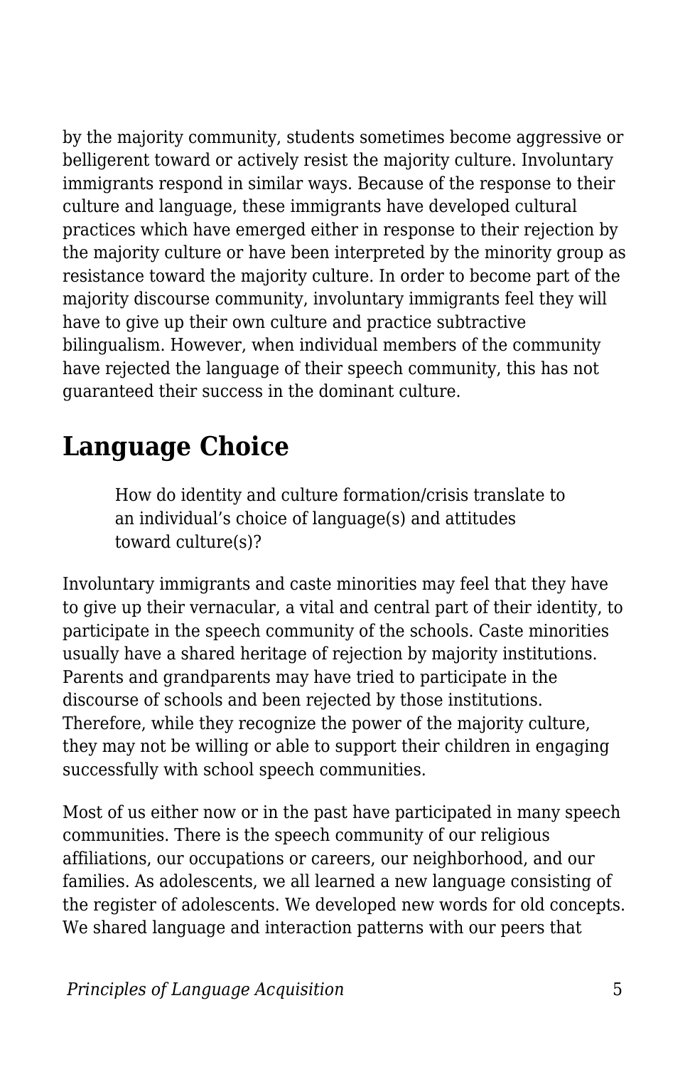by the majority community, students sometimes become aggressive or belligerent toward or actively resist the majority culture. Involuntary immigrants respond in similar ways. Because of the response to their culture and language, these immigrants have developed cultural practices which have emerged either in response to their rejection by the majority culture or have been interpreted by the minority group as resistance toward the majority culture. In order to become part of the majority discourse community, involuntary immigrants feel they will have to give up their own culture and practice subtractive bilingualism. However, when individual members of the community have rejected the language of their speech community, this has not guaranteed their success in the dominant culture.

## Language Choice

> How do identity and culture formation/crisis translate to an individual's choice of language(s) and attitudes toward culture(s)?

Involuntary immigrants and caste minorities may feel that they have to give up their vernacular, a vital and central part of their identity, to participate in the speech community of the schools. Caste minorities usually have a shared heritage of rejection by majority institutions. Parents and grandparents may have tried to participate in the discourse of schools and been rejected by those institutions. Therefore, while they recognize the power of the majority culture, they may not be willing or able to support their children in engaging successfully with school speech communities.

Most of us either now or in the past have participated in many speech communities. There is the speech community of our religious affiliations, our occupations or careers, our neighborhood, and our families. As adolescents, we all learned a new language consisting of the register of adolescents. We developed new words for old concepts. We shared language and interaction patterns with our peers that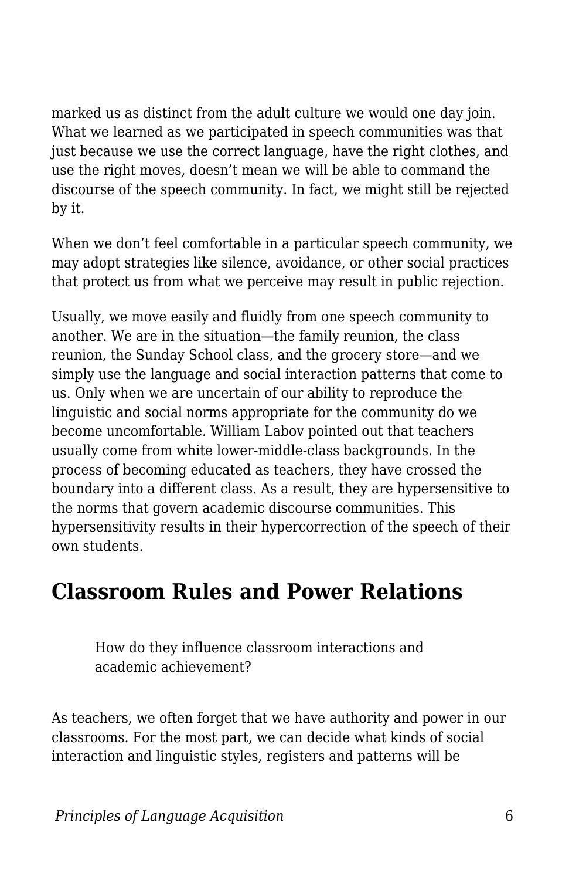marked us as distinct from the adult culture we would one day join. What we learned as we participated in speech communities was that just because we use the correct language, have the right clothes, and use the right moves, doesn't mean we will be able to command the discourse of the speech community. In fact, we might still be rejected by it.

When we don't feel comfortable in a particular speech community, we may adopt strategies like silence, avoidance, or other social practices that protect us from what we perceive may result in public rejection.

Usually, we move easily and fluidly from one speech community to another. We are in the situation—the family reunion, the class reunion, the Sunday School class, and the grocery store—and we simply use the language and social interaction patterns that come to us. Only when we are uncertain of our ability to reproduce the linguistic and social norms appropriate for the community do we become uncomfortable. William Labov pointed out that teachers usually come from white lower-middle-class backgrounds. In the process of becoming educated as teachers, they have crossed the boundary into a different class. As a result, they are hypersensitive to the norms that govern academic discourse communities. This hypersensitivity results in their hypercorrection of the speech of their own students.

## Classroom Rules and Power Relations

> How do they influence classroom interactions and academic achievement?

As teachers, we often forget that we have authority and power in our classrooms. For the most part, we can decide what kinds of social interaction and linguistic styles, registers and patterns will be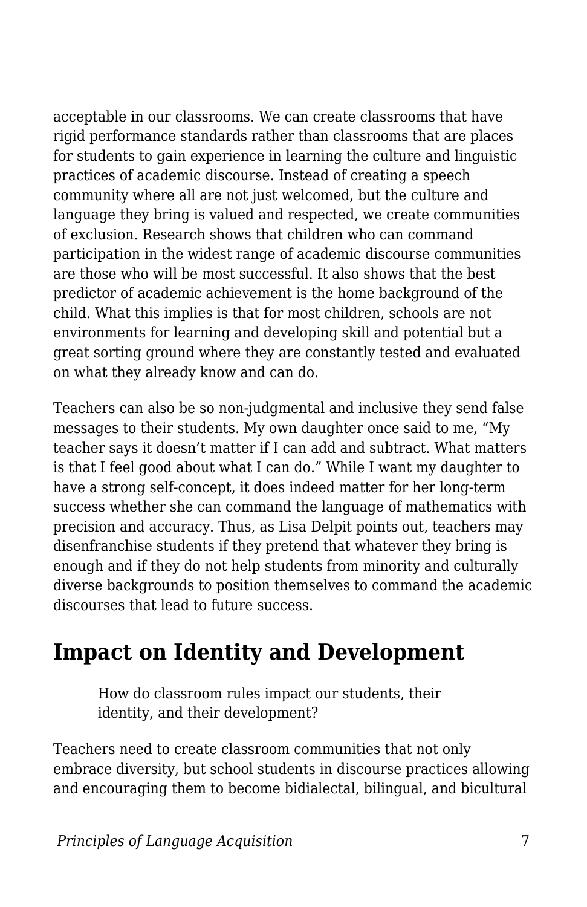acceptable in our classrooms. We can create classrooms that have rigid performance standards rather than classrooms that are places for students to gain experience in learning the culture and linguistic practices of academic discourse. Instead of creating a speech community where all are not just welcomed, but the culture and language they bring is valued and respected, we create communities of exclusion. Research shows that children who can command participation in the widest range of academic discourse communities are those who will be most successful. It also shows that the best predictor of academic achievement is the home background of the child. What this implies is that for most children, schools are not environments for learning and developing skill and potential but a great sorting ground where they are constantly tested and evaluated on what they already know and can do.

Teachers can also be so non-judgmental and inclusive they send false messages to their students. My own daughter once said to me, "My teacher says it doesn't matter if I can add and subtract. What matters is that I feel good about what I can do." While I want my daughter to have a strong self-concept, it does indeed matter for her long-term success whether she can command the language of mathematics with precision and accuracy. Thus, as Lisa Delpit points out, teachers may disenfranchise students if they pretend that whatever they bring is enough and if they do not help students from minority and culturally diverse backgrounds to position themselves to command the academic discourses that lead to future success.

## Impact on Identity and Development

> How do classroom rules impact our students, their identity, and their development?

Teachers need to create classroom communities that not only embrace diversity, but school students in discourse practices allowing and encouraging them to become bidialectal, bilingual, and bicultural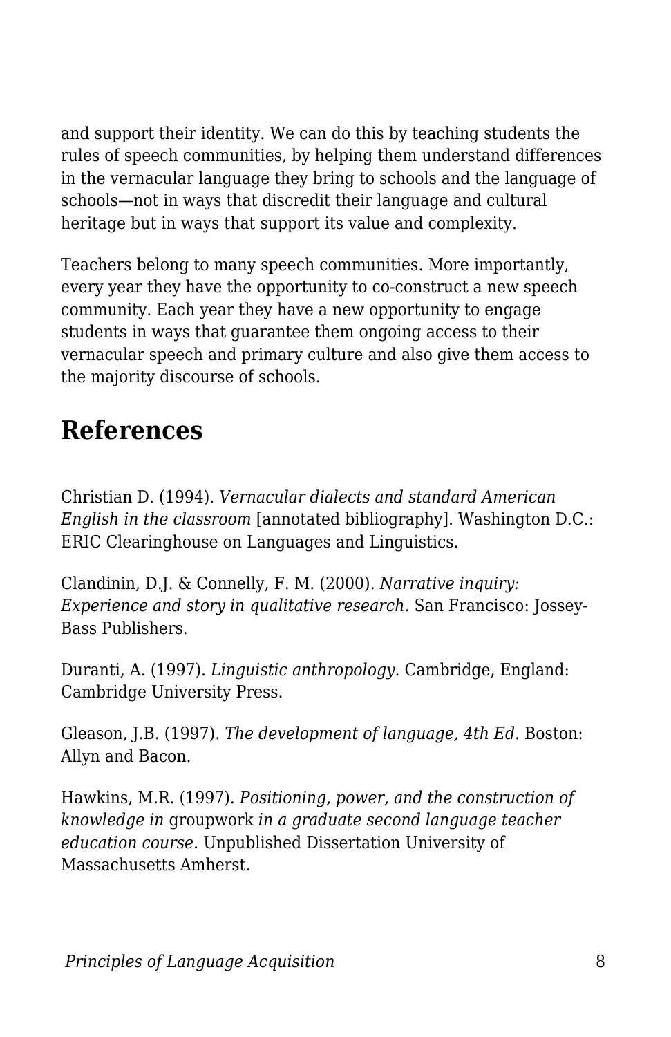and support their identity. We can do this by teaching students the rules of speech communities, by helping them understand differences in the vernacular language they bring to schools and the language of schools—not in ways that discredit their language and cultural heritage but in ways that support its value and complexity.

Teachers belong to many speech communities. More importantly, every year they have the opportunity to co-construct a new speech community. Each year they have a new opportunity to engage students in ways that guarantee them ongoing access to their vernacular speech and primary culture and also give them access to the majority discourse of schools.

## References

Christian D. (1994). *Vernacular dialects and standard American English in the classroom* [annotated bibliography]. Washington D.C.: ERIC Clearinghouse on Languages and Linguistics.

Clandinin, D.J. & Connelly, F. M. (2000). *Narrative inquiry: Experience and story in qualitative research.* San Francisco: Jossey-Bass Publishers.

Duranti, A. (1997). *Linguistic anthropology.* Cambridge, England: Cambridge University Press.

Gleason, J.B. (1997). *The development of language, 4th Ed*. Boston: Allyn and Bacon.

Hawkins, M.R. (1997). *Positioning, power, and the construction of knowledge in* groupwork *in a graduate second language teacher education course.* Unpublished Dissertation University of Massachusetts Amherst.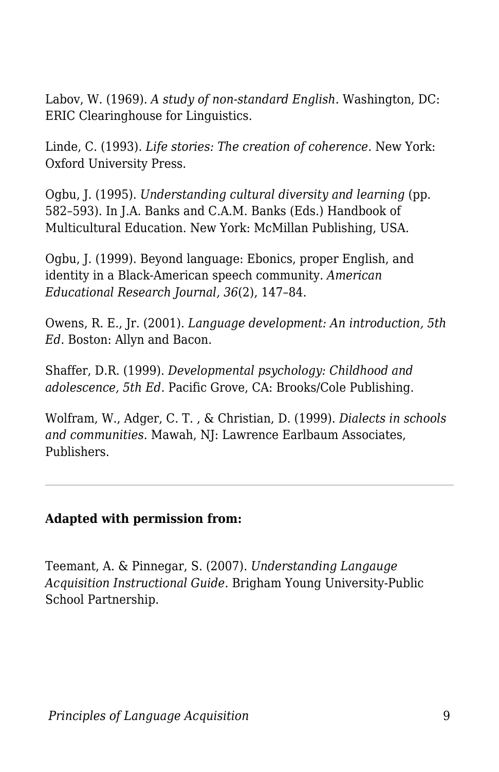Labov, W. (1969). *A study of non-standard English.* Washington, DC: ERIC Clearinghouse for Linguistics.

Linde, C. (1993). *Life stories: The creation of coherence.* New York: Oxford University Press.

Ogbu, J. (1995). *Understanding cultural diversity and learning* (pp. 582–593). In J.A. Banks and C.A.M. Banks (Eds.) Handbook of Multicultural Education. New York: McMillan Publishing, USA.

Ogbu, J. (1999). Beyond language: Ebonics, proper English, and identity in a Black-American speech community. *American Educational Research Journal, 36*(2), 147–84.

Owens, R. E., Jr. (2001). *Language development: An introduction, 5th Ed*. Boston: Allyn and Bacon.

Shaffer, D.R. (1999). *Developmental psychology: Childhood and adolescence, 5th Ed*. Pacific Grove, CA: Brooks/Cole Publishing.

Wolfram, W., Adger, C. T. , & Christian, D. (1999). *Dialects in schools and communities.* Mawah, NJ: Lawrence Earlbaum Associates, Publishers.

---

**Adapted with permission from:**

Teemant, A. & Pinnegar, S. (2007). *Understanding Langauge Acquisition Instructional Guide.* Brigham Young University-Public School Partnership.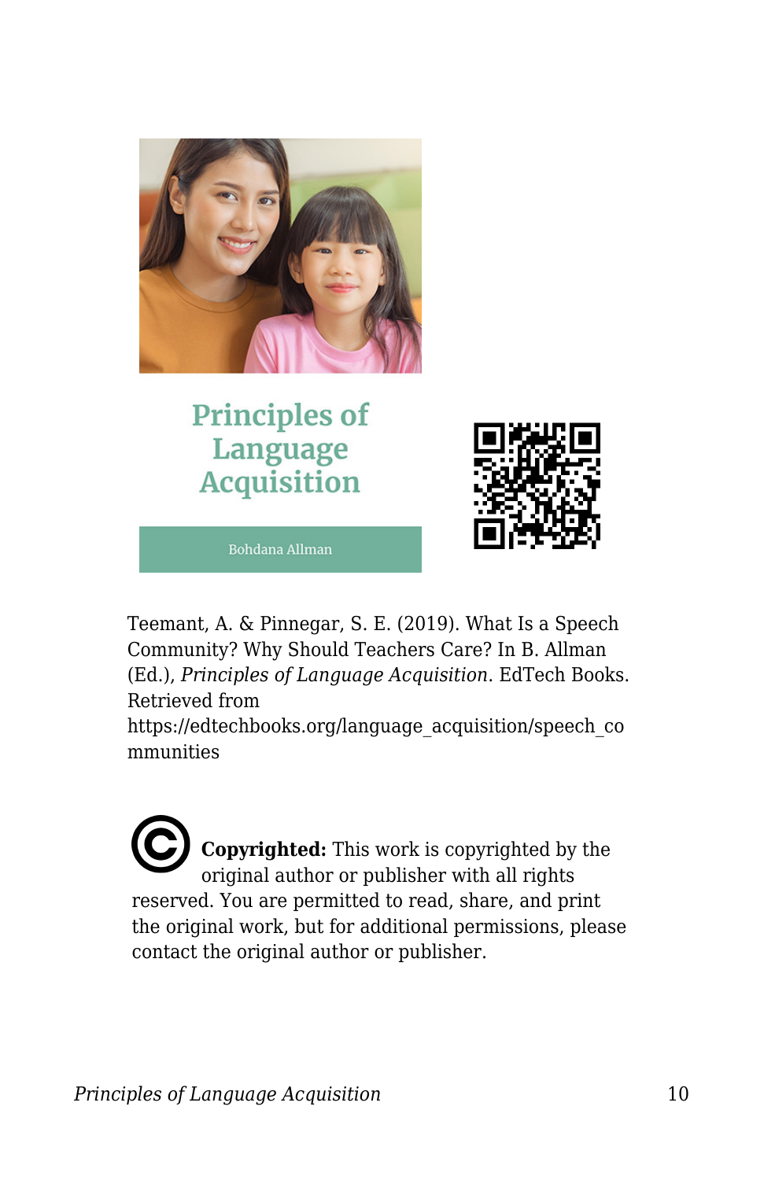Principles of Language Acquisition

Bohdana Allman

Teemant, A. & Pinnegar, S. E. (2019). What Is a Speech Community? Why Should Teachers Care? In B. Allman (Ed.), *Principles of Language Acquisition*. EdTech Books. Retrieved from https://edtechbooks.org/language_acquisition/speech_communities

**Copyrighted:** This work is copyrighted by the original author or publisher with all rights reserved. You are permitted to read, share, and print the original work, but for additional permissions, please contact the original author or publisher.